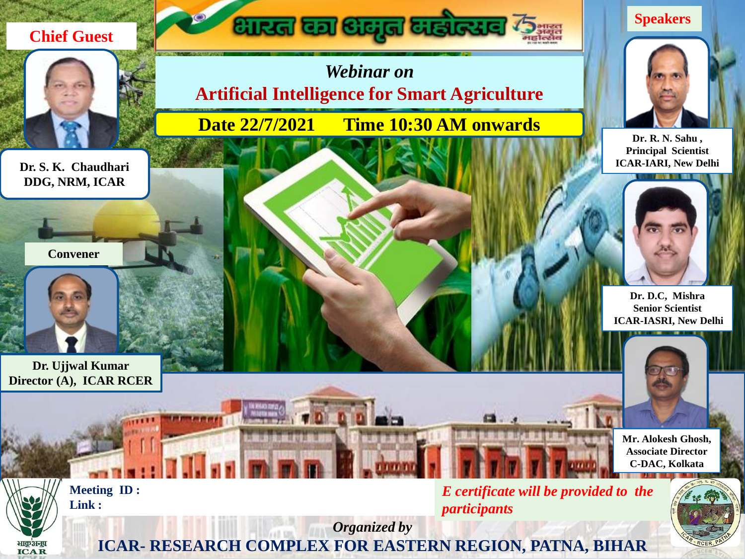भारत का अमृत महोत्सव

## Webinar on

# Artificial Intelligence for Smart Agriculture

**Date 22/7/2021 Time 10:30 AM onwards**

**Chief Guest**

**Dr. S. K. Chaudhari**
**DDG, NRM, ICAR**

**Convener**

**Dr. Ujjwal Kumar**
**Director (A), ICAR RCER**

**Speakers**

**Dr. R. N. Sahu ,**
**Principal Scientist**
**ICAR-IARI, New Delhi**

**Dr. D.C, Mishra**
**Senior Scientist**
**ICAR-IASRI, New Delhi**

**Mr. Alokesh Ghosh,**
**Associate Director**
**C-DAC, Kolkata**

**Meeting ID :**
**Link :**

*E certificate will be provided to the participants*

*Organized by*

**ICAR- RESEARCH COMPLEX FOR EASTERN REGION, PATNA, BIHAR**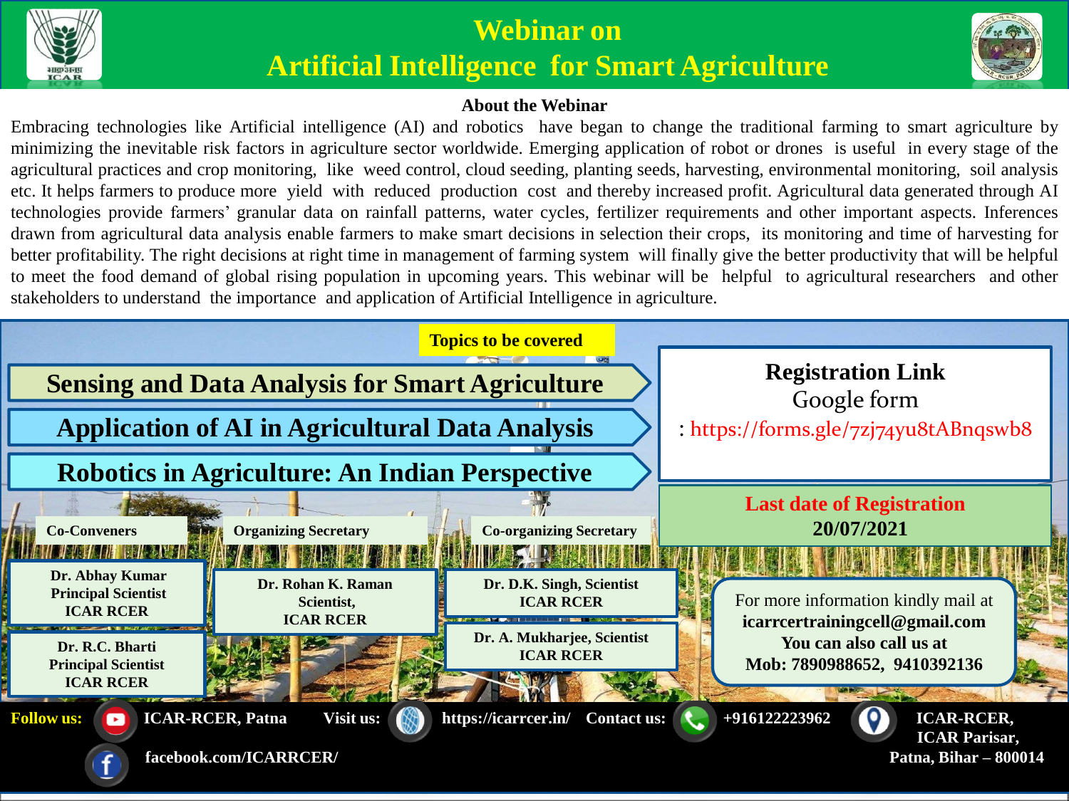# Webinar on
# Artificial Intelligence for Smart Agriculture

### About the Webinar

Embracing technologies like Artificial intelligence (AI) and robotics have began to change the traditional farming to smart agriculture by minimizing the inevitable risk factors in agriculture sector worldwide. Emerging application of robot or drones is useful in every stage of the agricultural practices and crop monitoring, like weed control, cloud seeding, planting seeds, harvesting, environmental monitoring, soil analysis etc. It helps farmers to produce more yield with reduced production cost and thereby increased profit. Agricultural data generated through AI technologies provide farmers' granular data on rainfall patterns, water cycles, fertilizer requirements and other important aspects. Inferences drawn from agricultural data analysis enable farmers to make smart decisions in selection their crops, its monitoring and time of harvesting for better profitability. The right decisions at right time in management of farming system will finally give the better productivity that will be helpful to meet the food demand of global rising population in upcoming years. This webinar will be helpful to agricultural researchers and other stakeholders to understand the importance and application of Artificial Intelligence in agriculture.

**Topics to be covered**

- **Sensing and Data Analysis for Smart Agriculture**
- **Application of AI in Agricultural Data Analysis**
- **Robotics in Agriculture: An Indian Perspective**

**Registration Link**
Google form
: https://forms.gle/7zj74yu8tABnqswb8

**Last date of Registration**
**20/07/2021**

**Co-Conveners**

**Dr. Abhay Kumar**
**Principal Scientist**
**ICAR RCER**

**Dr. R.C. Bharti**
**Principal Scientist**
**ICAR RCER**

**Organizing Secretary**

**Dr. Rohan K. Raman**
**Scientist,**
**ICAR RCER**

**Co-organizing Secretary**

**Dr. D.K. Singh, Scientist**
**ICAR RCER**

**Dr. A. Mukharjee, Scientist**
**ICAR RCER**

For more information kindly mail at
**icarrcertrainingcell@gmail.com**
**You can also call us at**
**Mob: 7890988652, 9410392136**

**Follow us:** **ICAR-RCER, Patna** **facebook.com/ICARRCER/**
**Visit us:** **https://icarrcer.in/**
**Contact us:** **+916122223962**
**ICAR-RCER, ICAR Parisar, Patna, Bihar – 800014**